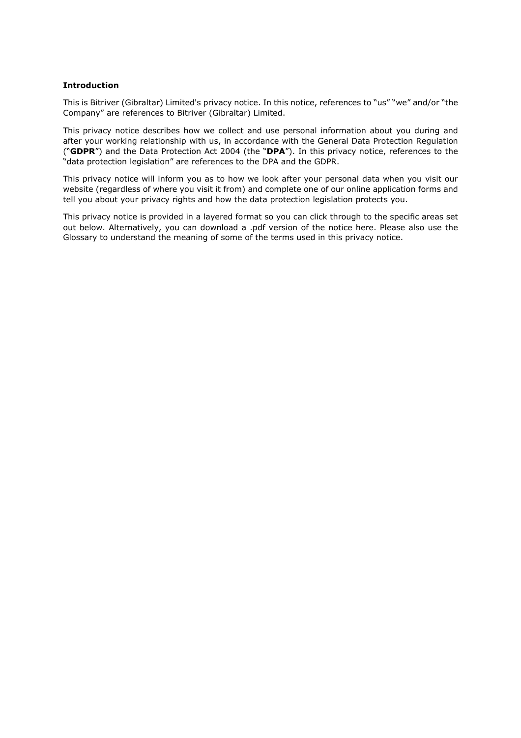**Introduction**

This is Bitriver (Gibraltar) Limited's privacy notice. In this notice, references to "us" "we" and/or "the Company" are references to Bitriver (Gibraltar) Limited.

This privacy notice describes how we collect and use personal information about you during and after your working relationship with us, in accordance with the General Data Protection Regulation ("**GDPR**") and the Data Protection Act 2004 (the "**DPA**"). In this privacy notice, references to the "data protection legislation" are references to the DPA and the GDPR.

This privacy notice will inform you as to how we look after your personal data when you visit our website (regardless of where you visit it from) and complete one of our online application forms and tell you about your privacy rights and how the data protection legislation protects you.

This privacy notice is provided in a layered format so you can click through to the specific areas set out below. Alternatively, you can download a .pdf version of the notice here. Please also use the Glossary to understand the meaning of some of the terms used in this privacy notice.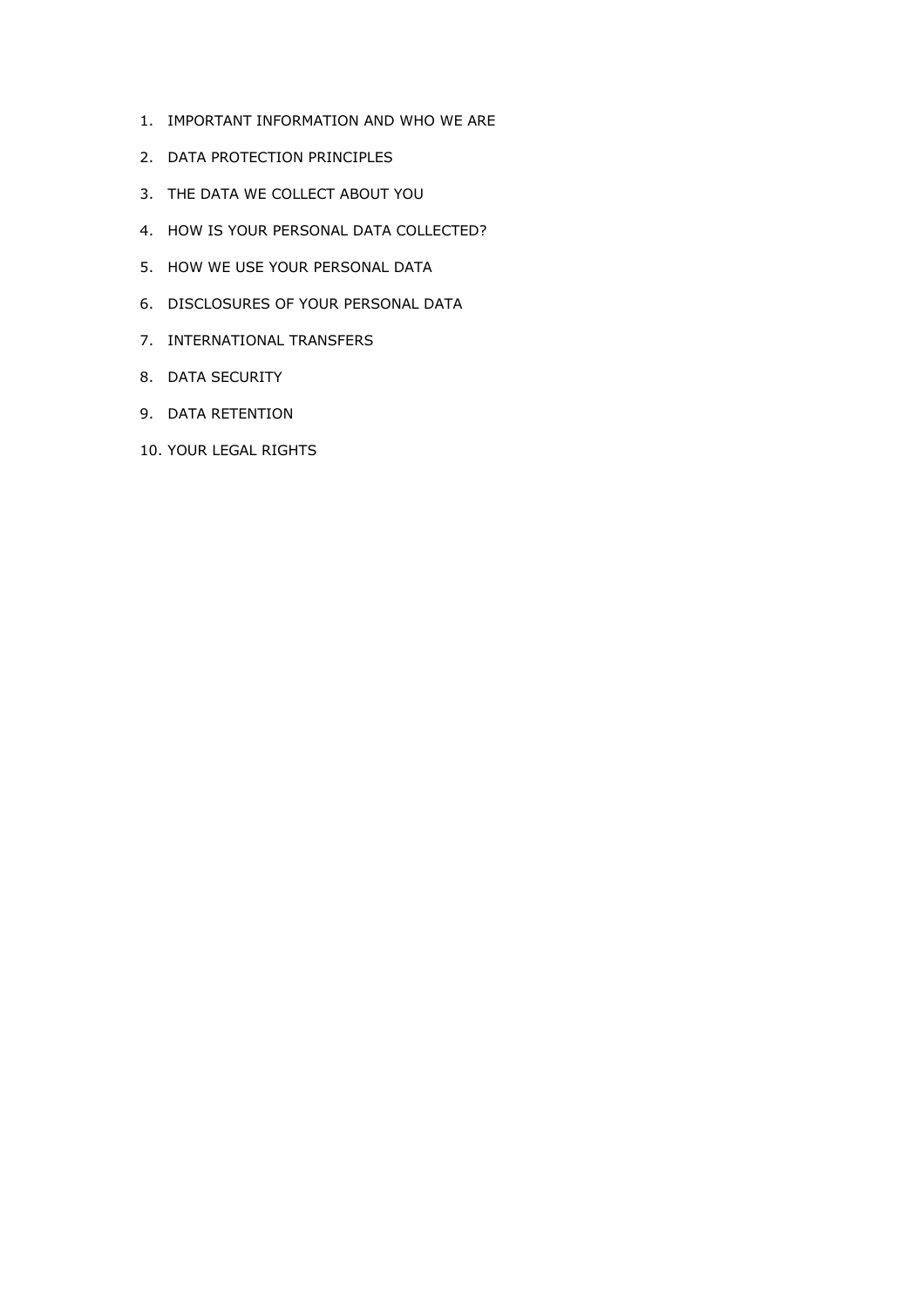1. IMPORTANT INFORMATION AND WHO WE ARE
2. DATA PROTECTION PRINCIPLES
3. THE DATA WE COLLECT ABOUT YOU
4. HOW IS YOUR PERSONAL DATA COLLECTED?
5. HOW WE USE YOUR PERSONAL DATA
6. DISCLOSURES OF YOUR PERSONAL DATA
7. INTERNATIONAL TRANSFERS
8. DATA SECURITY
9. DATA RETENTION
10. YOUR LEGAL RIGHTS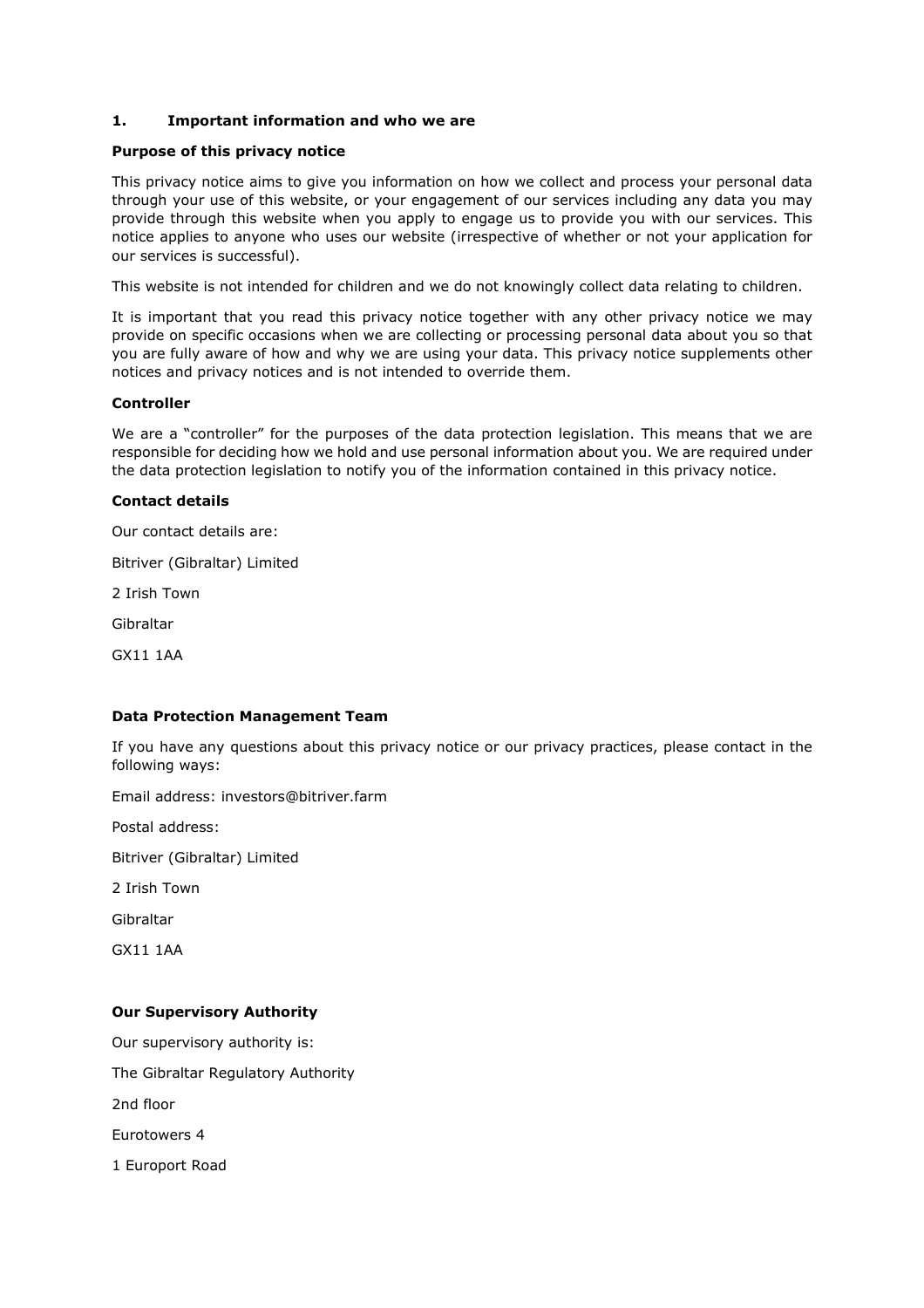## 1. Important information and who we are

**Purpose of this privacy notice**

This privacy notice aims to give you information on how we collect and process your personal data through your use of this website, or your engagement of our services including any data you may provide through this website when you apply to engage us to provide you with our services. This notice applies to anyone who uses our website (irrespective of whether or not your application for our services is successful).

This website is not intended for children and we do not knowingly collect data relating to children.

It is important that you read this privacy notice together with any other privacy notice we may provide on specific occasions when we are collecting or processing personal data about you so that you are fully aware of how and why we are using your data. This privacy notice supplements other notices and privacy notices and is not intended to override them.

**Controller**

We are a "controller" for the purposes of the data protection legislation. This means that we are responsible for deciding how we hold and use personal information about you. We are required under the data protection legislation to notify you of the information contained in this privacy notice.

**Contact details**

Our contact details are:

Bitriver (Gibraltar) Limited

2 Irish Town

Gibraltar

GX11 1AA

**Data Protection Management Team**

If you have any questions about this privacy notice or our privacy practices, please contact in the following ways:

Email address: investors@bitriver.farm

Postal address:

Bitriver (Gibraltar) Limited

2 Irish Town

Gibraltar

GX11 1AA

**Our Supervisory Authority**

Our supervisory authority is:

The Gibraltar Regulatory Authority

2nd floor

Eurotowers 4

1 Europort Road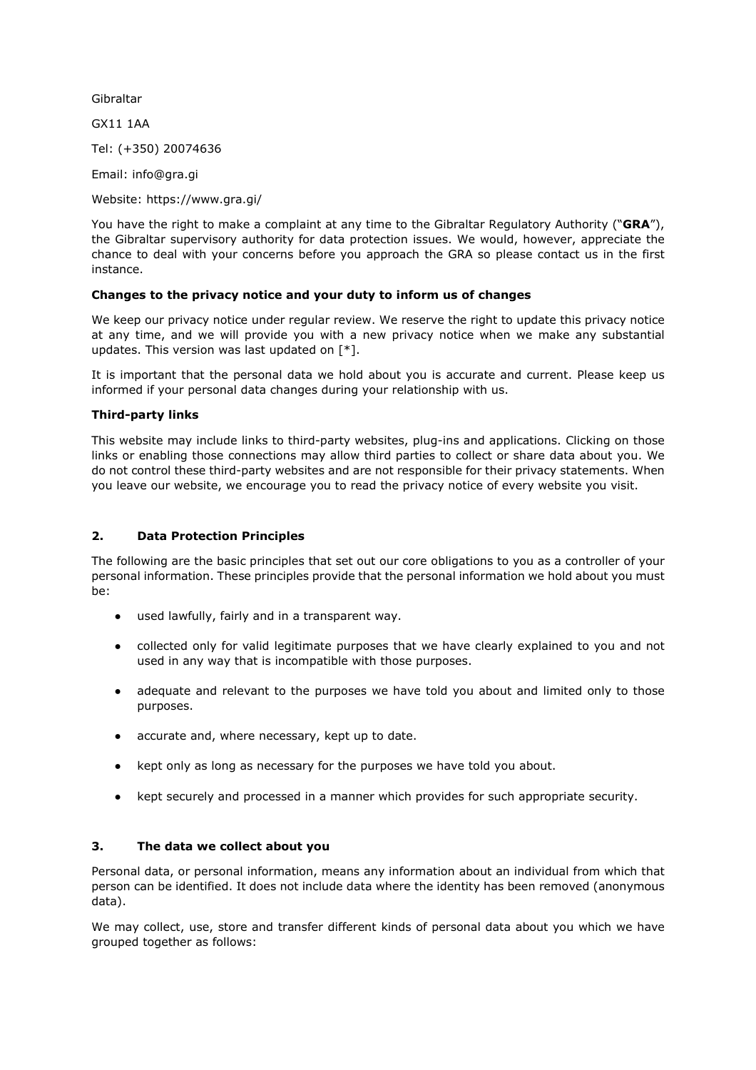Gibraltar

GX11 1AA

Tel: (+350) 20074636

Email: info@gra.gi

Website: https://www.gra.gi/

You have the right to make a complaint at any time to the Gibraltar Regulatory Authority ("**GRA**"), the Gibraltar supervisory authority for data protection issues. We would, however, appreciate the chance to deal with your concerns before you approach the GRA so please contact us in the first instance.

**Changes to the privacy notice and your duty to inform us of changes**

We keep our privacy notice under regular review. We reserve the right to update this privacy notice at any time, and we will provide you with a new privacy notice when we make any substantial updates. This version was last updated on [*].

It is important that the personal data we hold about you is accurate and current. Please keep us informed if your personal data changes during your relationship with us.

**Third-party links**

This website may include links to third-party websites, plug-ins and applications. Clicking on those links or enabling those connections may allow third parties to collect or share data about you. We do not control these third-party websites and are not responsible for their privacy statements. When you leave our website, we encourage you to read the privacy notice of every website you visit.

## 2. Data Protection Principles

The following are the basic principles that set out our core obligations to you as a controller of your personal information. These principles provide that the personal information we hold about you must be:

- used lawfully, fairly and in a transparent way.
- collected only for valid legitimate purposes that we have clearly explained to you and not used in any way that is incompatible with those purposes.
- adequate and relevant to the purposes we have told you about and limited only to those purposes.
- accurate and, where necessary, kept up to date.
- kept only as long as necessary for the purposes we have told you about.
- kept securely and processed in a manner which provides for such appropriate security.

## 3. The data we collect about you

Personal data, or personal information, means any information about an individual from which that person can be identified. It does not include data where the identity has been removed (anonymous data).

We may collect, use, store and transfer different kinds of personal data about you which we have grouped together as follows: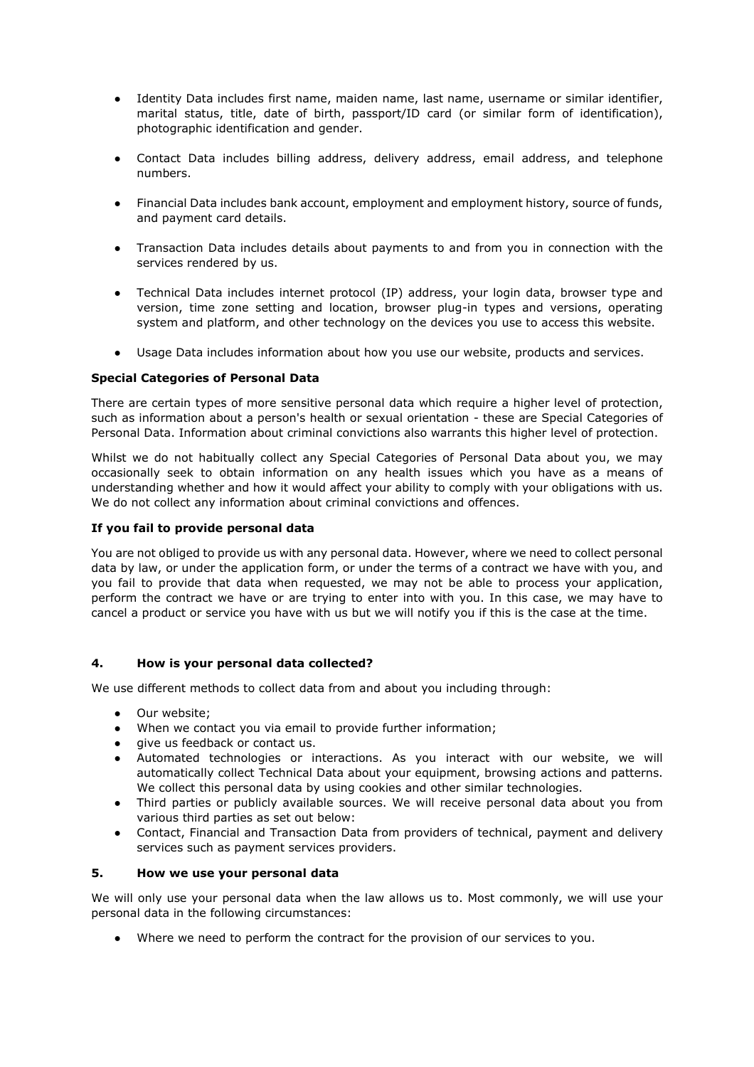- Identity Data includes first name, maiden name, last name, username or similar identifier, marital status, title, date of birth, passport/ID card (or similar form of identification), photographic identification and gender.
- Contact Data includes billing address, delivery address, email address, and telephone numbers.
- Financial Data includes bank account, employment and employment history, source of funds, and payment card details.
- Transaction Data includes details about payments to and from you in connection with the services rendered by us.
- Technical Data includes internet protocol (IP) address, your login data, browser type and version, time zone setting and location, browser plug-in types and versions, operating system and platform, and other technology on the devices you use to access this website.
- Usage Data includes information about how you use our website, products and services.

**Special Categories of Personal Data**

There are certain types of more sensitive personal data which require a higher level of protection, such as information about a person's health or sexual orientation - these are Special Categories of Personal Data. Information about criminal convictions also warrants this higher level of protection.

Whilst we do not habitually collect any Special Categories of Personal Data about you, we may occasionally seek to obtain information on any health issues which you have as a means of understanding whether and how it would affect your ability to comply with your obligations with us. We do not collect any information about criminal convictions and offences.

**If you fail to provide personal data**

You are not obliged to provide us with any personal data. However, where we need to collect personal data by law, or under the application form, or under the terms of a contract we have with you, and you fail to provide that data when requested, we may not be able to process your application, perform the contract we have or are trying to enter into with you. In this case, we may have to cancel a product or service you have with us but we will notify you if this is the case at the time.

## 4. How is your personal data collected?

We use different methods to collect data from and about you including through:

- Our website;
- When we contact you via email to provide further information;
- give us feedback or contact us.
- Automated technologies or interactions. As you interact with our website, we will automatically collect Technical Data about your equipment, browsing actions and patterns. We collect this personal data by using cookies and other similar technologies.
- Third parties or publicly available sources. We will receive personal data about you from various third parties as set out below:
- Contact, Financial and Transaction Data from providers of technical, payment and delivery services such as payment services providers.

## 5. How we use your personal data

We will only use your personal data when the law allows us to. Most commonly, we will use your personal data in the following circumstances:

- Where we need to perform the contract for the provision of our services to you.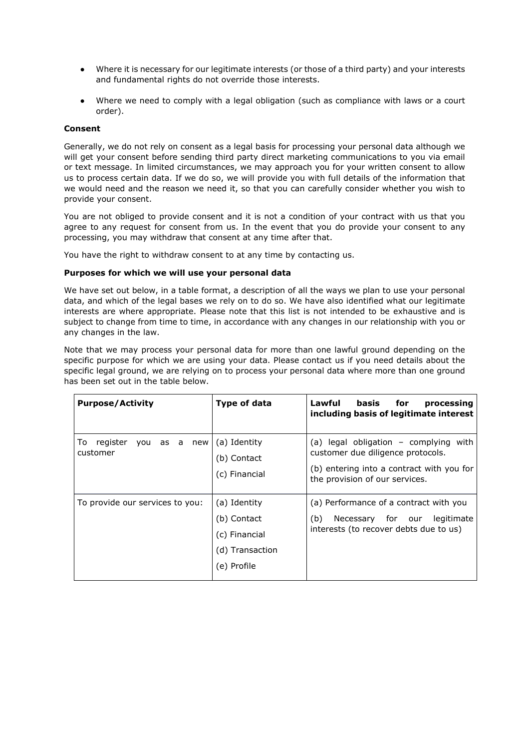- Where it is necessary for our legitimate interests (or those of a third party) and your interests and fundamental rights do not override those interests.

- Where we need to comply with a legal obligation (such as compliance with laws or a court order).

**Consent**

Generally, we do not rely on consent as a legal basis for processing your personal data although we will get your consent before sending third party direct marketing communications to you via email or text message. In limited circumstances, we may approach you for your written consent to allow us to process certain data. If we do so, we will provide you with full details of the information that we would need and the reason we need it, so that you can carefully consider whether you wish to provide your consent.

You are not obliged to provide consent and it is not a condition of your contract with us that you agree to any request for consent from us. In the event that you do provide your consent to any processing, you may withdraw that consent at any time after that.

You have the right to withdraw consent to at any time by contacting us.

**Purposes for which we will use your personal data**

We have set out below, in a table format, a description of all the ways we plan to use your personal data, and which of the legal bases we rely on to do so. We have also identified what our legitimate interests are where appropriate. Please note that this list is not intended to be exhaustive and is subject to change from time to time, in accordance with any changes in our relationship with you or any changes in the law.

Note that we may process your personal data for more than one lawful ground depending on the specific purpose for which we are using your data. Please contact us if you need details about the specific legal ground, we are relying on to process your personal data where more than one ground has been set out in the table below.

| **Purpose/Activity** | **Type of data** | **Lawful basis for processing including basis of legitimate interest** |
|---|---|---|
| To register you as a new customer | (a) Identity<br>(b) Contact<br>(c) Financial | (a) legal obligation – complying with customer due diligence protocols.<br>(b) entering into a contract with you for the provision of our services. |
| To provide our services to you: | (a) Identity<br>(b) Contact<br>(c) Financial<br>(d) Transaction<br>(e) Profile | (a) Performance of a contract with you<br>(b) Necessary for our legitimate interests (to recover debts due to us) |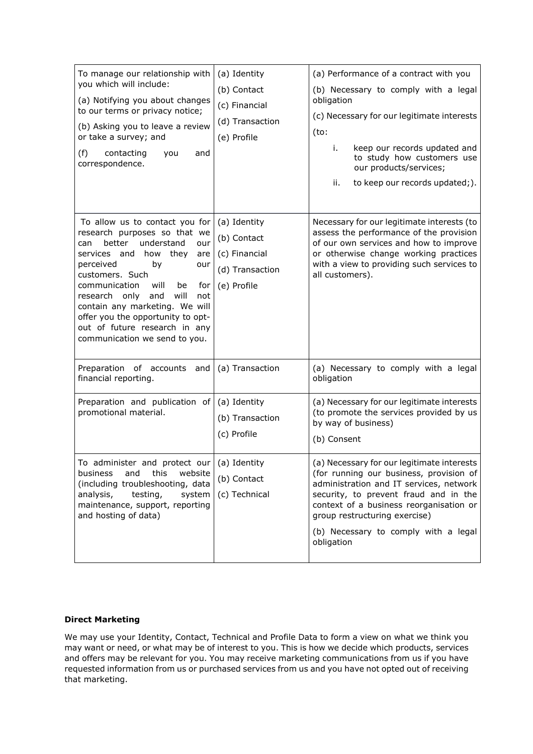| | | |
|---|---|---|
| To manage our relationship with you which will include:<br>(a) Notifying you about changes to our terms or privacy notice;<br>(b) Asking you to leave a review or take a survey; and<br>(f) contacting you and correspondence. | (a) Identity<br>(b) Contact<br>(c) Financial<br>(d) Transaction<br>(e) Profile | (a) Performance of a contract with you<br>(b) Necessary to comply with a legal obligation<br>(c) Necessary for our legitimate interests (to:<br>i. keep our records updated and to study how customers use our products/services;<br>ii. to keep our records updated;). |
| To allow us to contact you for research purposes so that we can better understand our services and how they are perceived by our customers. Such communication will be for research only and will not contain any marketing. We will offer you the opportunity to opt-out of future research in any communication we send to you. | (a) Identity<br>(b) Contact<br>(c) Financial<br>(d) Transaction<br>(e) Profile | Necessary for our legitimate interests (to assess the performance of the provision of our own services and how to improve or otherwise change working practices with a view to providing such services to all customers). |
| Preparation of accounts and financial reporting. | (a) Transaction | (a) Necessary to comply with a legal obligation |
| Preparation and publication of promotional material. | (a) Identity<br>(b) Transaction<br>(c) Profile | (a) Necessary for our legitimate interests (to promote the services provided by us by way of business)<br>(b) Consent |
| To administer and protect our business and this website (including troubleshooting, data analysis, testing, system maintenance, support, reporting and hosting of data) | (a) Identity<br>(b) Contact<br>(c) Technical | (a) Necessary for our legitimate interests (for running our business, provision of administration and IT services, network security, to prevent fraud and in the context of a business reorganisation or group restructuring exercise)<br>(b) Necessary to comply with a legal obligation |

**Direct Marketing**

We may use your Identity, Contact, Technical and Profile Data to form a view on what we think you may want or need, or what may be of interest to you. This is how we decide which products, services and offers may be relevant for you. You may receive marketing communications from us if you have requested information from us or purchased services from us and you have not opted out of receiving that marketing.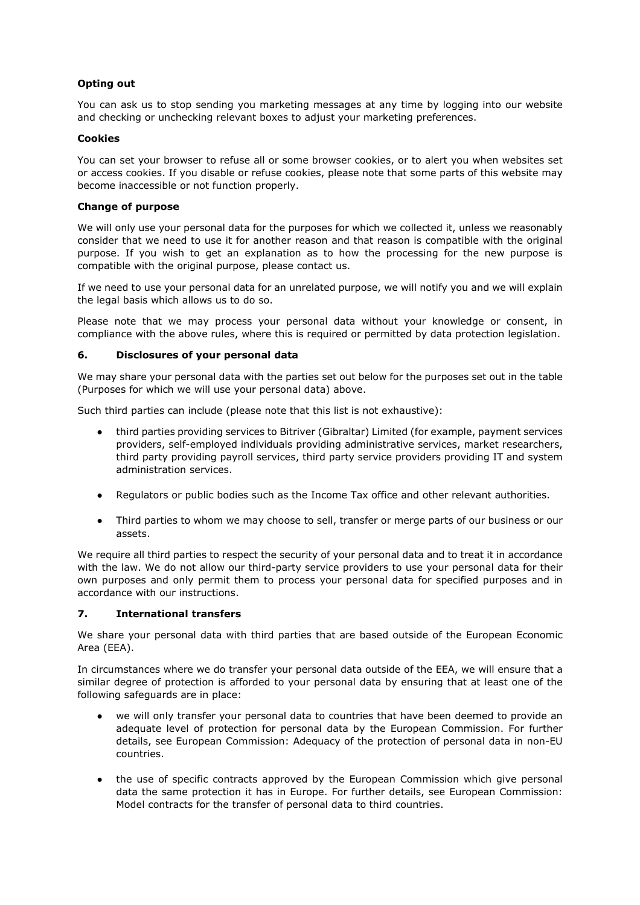**Opting out**

You can ask us to stop sending you marketing messages at any time by logging into our website and checking or unchecking relevant boxes to adjust your marketing preferences.

**Cookies**

You can set your browser to refuse all or some browser cookies, or to alert you when websites set or access cookies. If you disable or refuse cookies, please note that some parts of this website may become inaccessible or not function properly.

**Change of purpose**

We will only use your personal data for the purposes for which we collected it, unless we reasonably consider that we need to use it for another reason and that reason is compatible with the original purpose. If you wish to get an explanation as to how the processing for the new purpose is compatible with the original purpose, please contact us.

If we need to use your personal data for an unrelated purpose, we will notify you and we will explain the legal basis which allows us to do so.

Please note that we may process your personal data without your knowledge or consent, in compliance with the above rules, where this is required or permitted by data protection legislation.

### 6. Disclosures of your personal data

We may share your personal data with the parties set out below for the purposes set out in the table (Purposes for which we will use your personal data) above.

Such third parties can include (please note that this list is not exhaustive):

- third parties providing services to Bitriver (Gibraltar) Limited (for example, payment services providers, self-employed individuals providing administrative services, market researchers, third party providing payroll services, third party service providers providing IT and system administration services.
- Regulators or public bodies such as the Income Tax office and other relevant authorities.
- Third parties to whom we may choose to sell, transfer or merge parts of our business or our assets.

We require all third parties to respect the security of your personal data and to treat it in accordance with the law. We do not allow our third-party service providers to use your personal data for their own purposes and only permit them to process your personal data for specified purposes and in accordance with our instructions.

### 7. International transfers

We share your personal data with third parties that are based outside of the European Economic Area (EEA).

In circumstances where we do transfer your personal data outside of the EEA, we will ensure that a similar degree of protection is afforded to your personal data by ensuring that at least one of the following safeguards are in place:

- we will only transfer your personal data to countries that have been deemed to provide an adequate level of protection for personal data by the European Commission. For further details, see European Commission: Adequacy of the protection of personal data in non-EU countries.
- the use of specific contracts approved by the European Commission which give personal data the same protection it has in Europe. For further details, see European Commission: Model contracts for the transfer of personal data to third countries.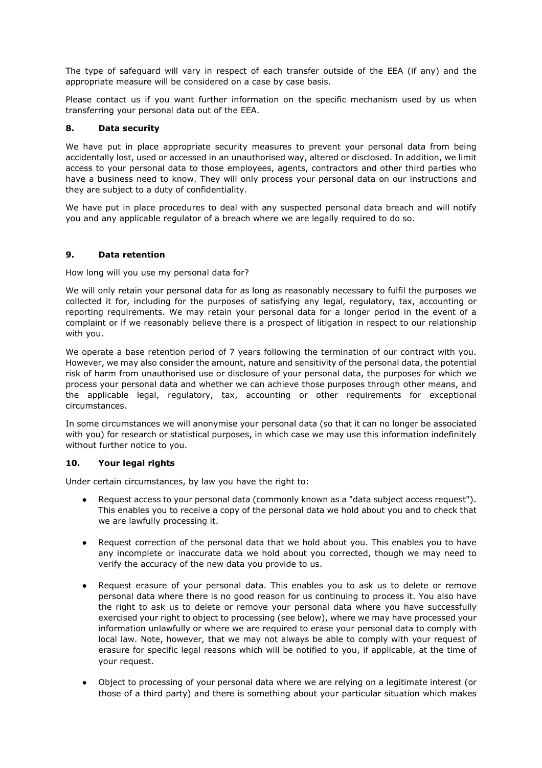The type of safeguard will vary in respect of each transfer outside of the EEA (if any) and the appropriate measure will be considered on a case by case basis.

Please contact us if you want further information on the specific mechanism used by us when transferring your personal data out of the EEA.

## 8. Data security

We have put in place appropriate security measures to prevent your personal data from being accidentally lost, used or accessed in an unauthorised way, altered or disclosed. In addition, we limit access to your personal data to those employees, agents, contractors and other third parties who have a business need to know. They will only process your personal data on our instructions and they are subject to a duty of confidentiality.

We have put in place procedures to deal with any suspected personal data breach and will notify you and any applicable regulator of a breach where we are legally required to do so.

## 9. Data retention

How long will you use my personal data for?

We will only retain your personal data for as long as reasonably necessary to fulfil the purposes we collected it for, including for the purposes of satisfying any legal, regulatory, tax, accounting or reporting requirements. We may retain your personal data for a longer period in the event of a complaint or if we reasonably believe there is a prospect of litigation in respect to our relationship with you.

We operate a base retention period of 7 years following the termination of our contract with you. However, we may also consider the amount, nature and sensitivity of the personal data, the potential risk of harm from unauthorised use or disclosure of your personal data, the purposes for which we process your personal data and whether we can achieve those purposes through other means, and the applicable legal, regulatory, tax, accounting or other requirements for exceptional circumstances.

In some circumstances we will anonymise your personal data (so that it can no longer be associated with you) for research or statistical purposes, in which case we may use this information indefinitely without further notice to you.

## 10. Your legal rights

Under certain circumstances, by law you have the right to:

- Request access to your personal data (commonly known as a "data subject access request"). This enables you to receive a copy of the personal data we hold about you and to check that we are lawfully processing it.

- Request correction of the personal data that we hold about you. This enables you to have any incomplete or inaccurate data we hold about you corrected, though we may need to verify the accuracy of the new data you provide to us.

- Request erasure of your personal data. This enables you to ask us to delete or remove personal data where there is no good reason for us continuing to process it. You also have the right to ask us to delete or remove your personal data where you have successfully exercised your right to object to processing (see below), where we may have processed your information unlawfully or where we are required to erase your personal data to comply with local law. Note, however, that we may not always be able to comply with your request of erasure for specific legal reasons which will be notified to you, if applicable, at the time of your request.

- Object to processing of your personal data where we are relying on a legitimate interest (or those of a third party) and there is something about your particular situation which makes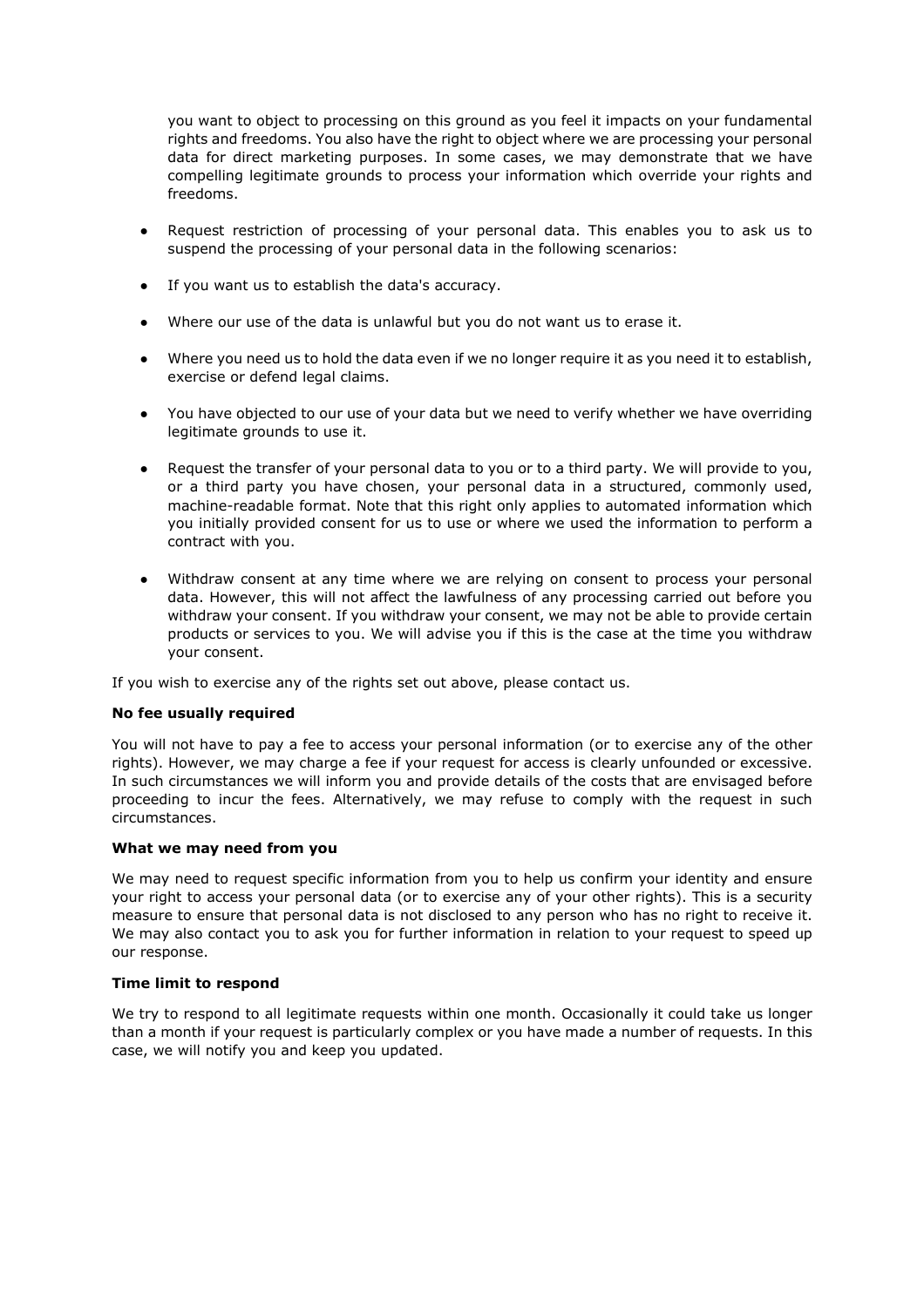you want to object to processing on this ground as you feel it impacts on your fundamental rights and freedoms. You also have the right to object where we are processing your personal data for direct marketing purposes. In some cases, we may demonstrate that we have compelling legitimate grounds to process your information which override your rights and freedoms.

- Request restriction of processing of your personal data. This enables you to ask us to suspend the processing of your personal data in the following scenarios:
- If you want us to establish the data's accuracy.
- Where our use of the data is unlawful but you do not want us to erase it.
- Where you need us to hold the data even if we no longer require it as you need it to establish, exercise or defend legal claims.
- You have objected to our use of your data but we need to verify whether we have overriding legitimate grounds to use it.
- Request the transfer of your personal data to you or to a third party. We will provide to you, or a third party you have chosen, your personal data in a structured, commonly used, machine-readable format. Note that this right only applies to automated information which you initially provided consent for us to use or where we used the information to perform a contract with you.
- Withdraw consent at any time where we are relying on consent to process your personal data. However, this will not affect the lawfulness of any processing carried out before you withdraw your consent. If you withdraw your consent, we may not be able to provide certain products or services to you. We will advise you if this is the case at the time you withdraw your consent.

If you wish to exercise any of the rights set out above, please contact us.

**No fee usually required**

You will not have to pay a fee to access your personal information (or to exercise any of the other rights). However, we may charge a fee if your request for access is clearly unfounded or excessive. In such circumstances we will inform you and provide details of the costs that are envisaged before proceeding to incur the fees. Alternatively, we may refuse to comply with the request in such circumstances.

**What we may need from you**

We may need to request specific information from you to help us confirm your identity and ensure your right to access your personal data (or to exercise any of your other rights). This is a security measure to ensure that personal data is not disclosed to any person who has no right to receive it. We may also contact you to ask you for further information in relation to your request to speed up our response.

**Time limit to respond**

We try to respond to all legitimate requests within one month. Occasionally it could take us longer than a month if your request is particularly complex or you have made a number of requests. In this case, we will notify you and keep you updated.